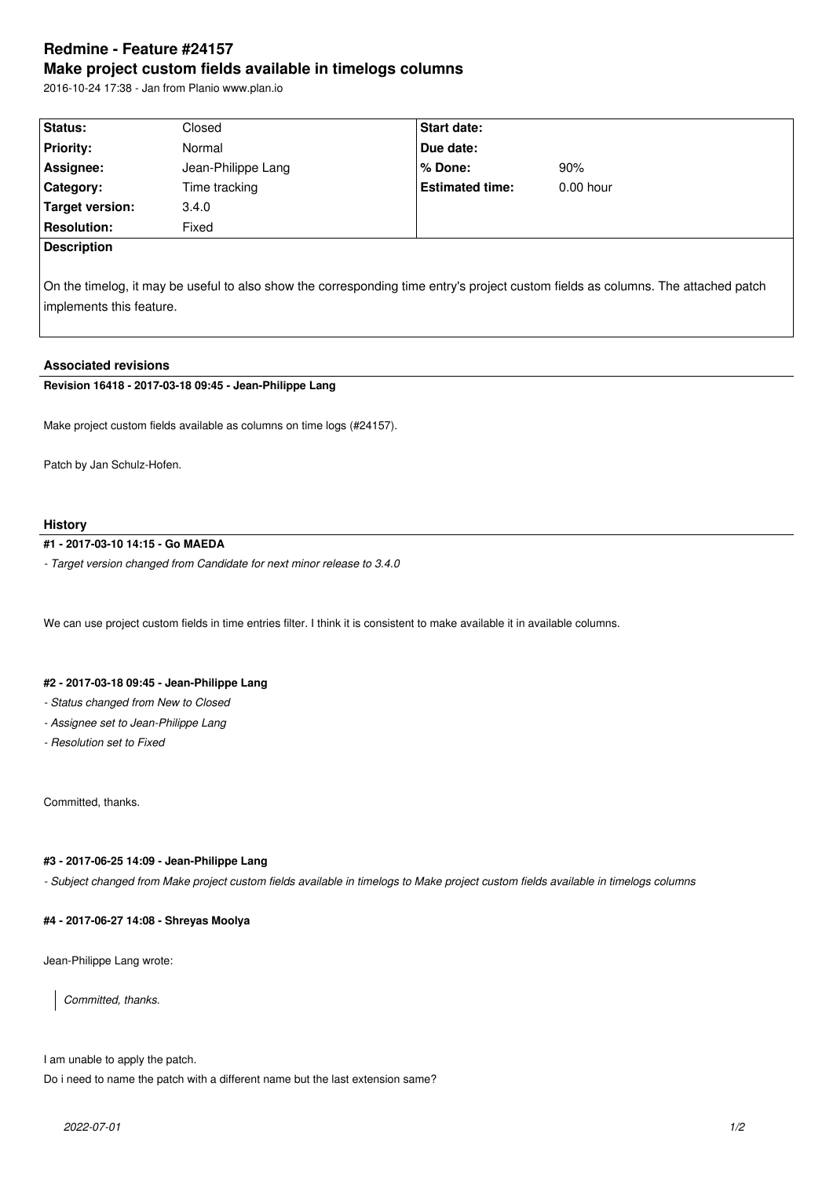# Redmine - Feature #24157
# Make project custom fields available in timelogs columns

2016-10-24 17:38 - Jan from Planio www.plan.io

| Status: | Closed | Start date: | |
|---|---|---|---|
| Priority: | Normal | Due date: | |
| Assignee: | Jean-Philippe Lang | % Done: | 90% |
| Category: | Time tracking | Estimated time: | 0.00 hour |
| Target version: | 3.4.0 | | |
| Resolution: | Fixed | | |

**Description**

On the timelog, it may be useful to also show the corresponding time entry's project custom fields as columns. The attached patch implements this feature.

### Associated revisions

**Revision 16418 - 2017-03-18 09:45 - Jean-Philippe Lang**

Make project custom fields available as columns on time logs (#24157).

Patch by Jan Schulz-Hofen.

### History

**#1 - 2017-03-10 14:15 - Go MAEDA**

*- Target version changed from Candidate for next minor release to 3.4.0*

We can use project custom fields in time entries filter. I think it is consistent to make available it in available columns.

**#2 - 2017-03-18 09:45 - Jean-Philippe Lang**

*- Status changed from New to Closed*

*- Assignee set to Jean-Philippe Lang*

*- Resolution set to Fixed*

Committed, thanks.

**#3 - 2017-06-25 14:09 - Jean-Philippe Lang**

*- Subject changed from Make project custom fields available in timelogs to Make project custom fields available in timelogs columns*

**#4 - 2017-06-27 14:08 - Shreyas Moolya**

Jean-Philippe Lang wrote:

> *Committed, thanks.*

I am unable to apply the patch.

Do i need to name the patch with a different name but the last extension same?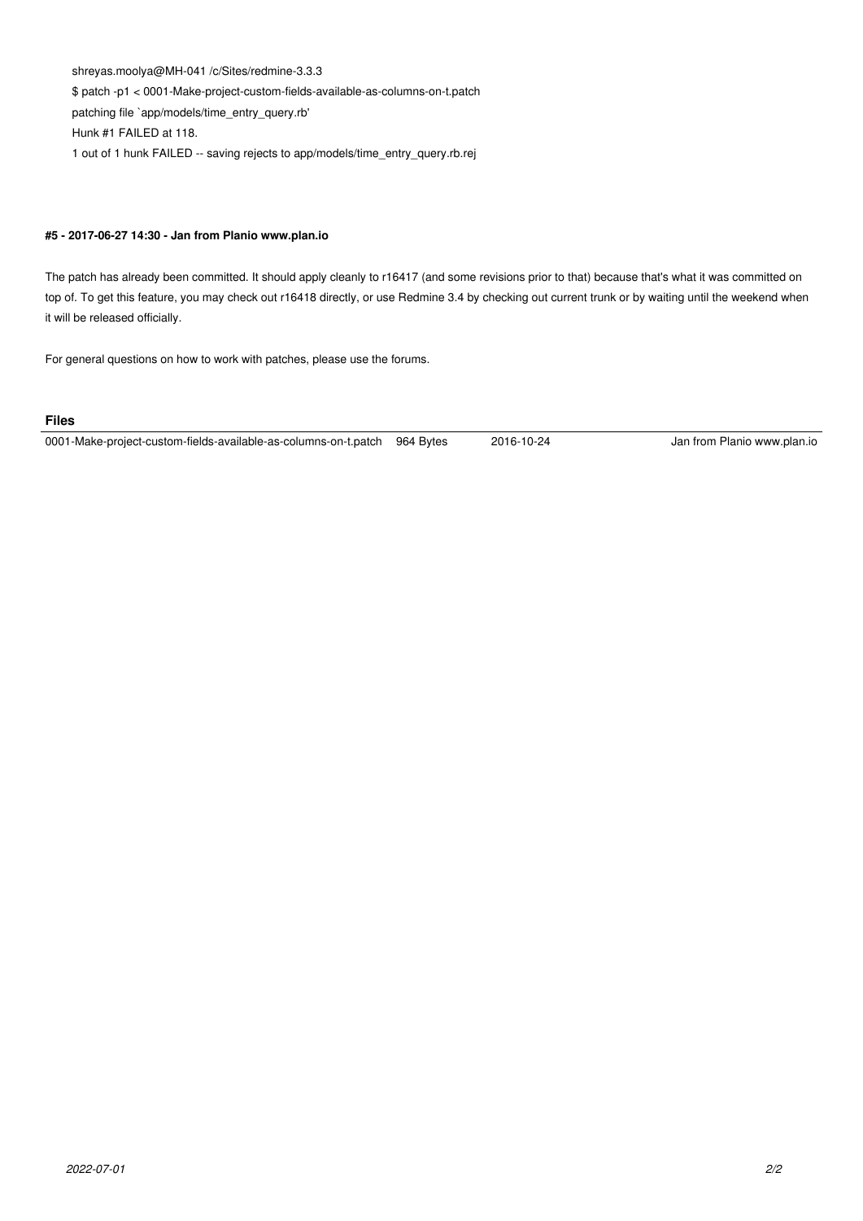```
shreyas.moolya@MH-041 /c/Sites/redmine-3.3.3
$ patch -p1 < 0001-Make-project-custom-fields-available-as-columns-on-t.patch
patching file `app/models/time_entry_query.rb'
Hunk #1 FAILED at 118.
1 out of 1 hunk FAILED -- saving rejects to app/models/time_entry_query.rb.rej
```

#### #5 - 2017-06-27 14:30 - Jan from Planio www.plan.io

The patch has already been committed. It should apply cleanly to r16417 (and some revisions prior to that) because that's what it was committed on top of. To get this feature, you may check out r16418 directly, or use Redmine 3.4 by checking out current trunk or by waiting until the weekend when it will be released officially.

For general questions on how to work with patches, please use the forums.

### Files

| | | | |
|---|---|---|---|
| 0001-Make-project-custom-fields-available-as-columns-on-t.patch | 964 Bytes | 2016-10-24 | Jan from Planio www.plan.io |